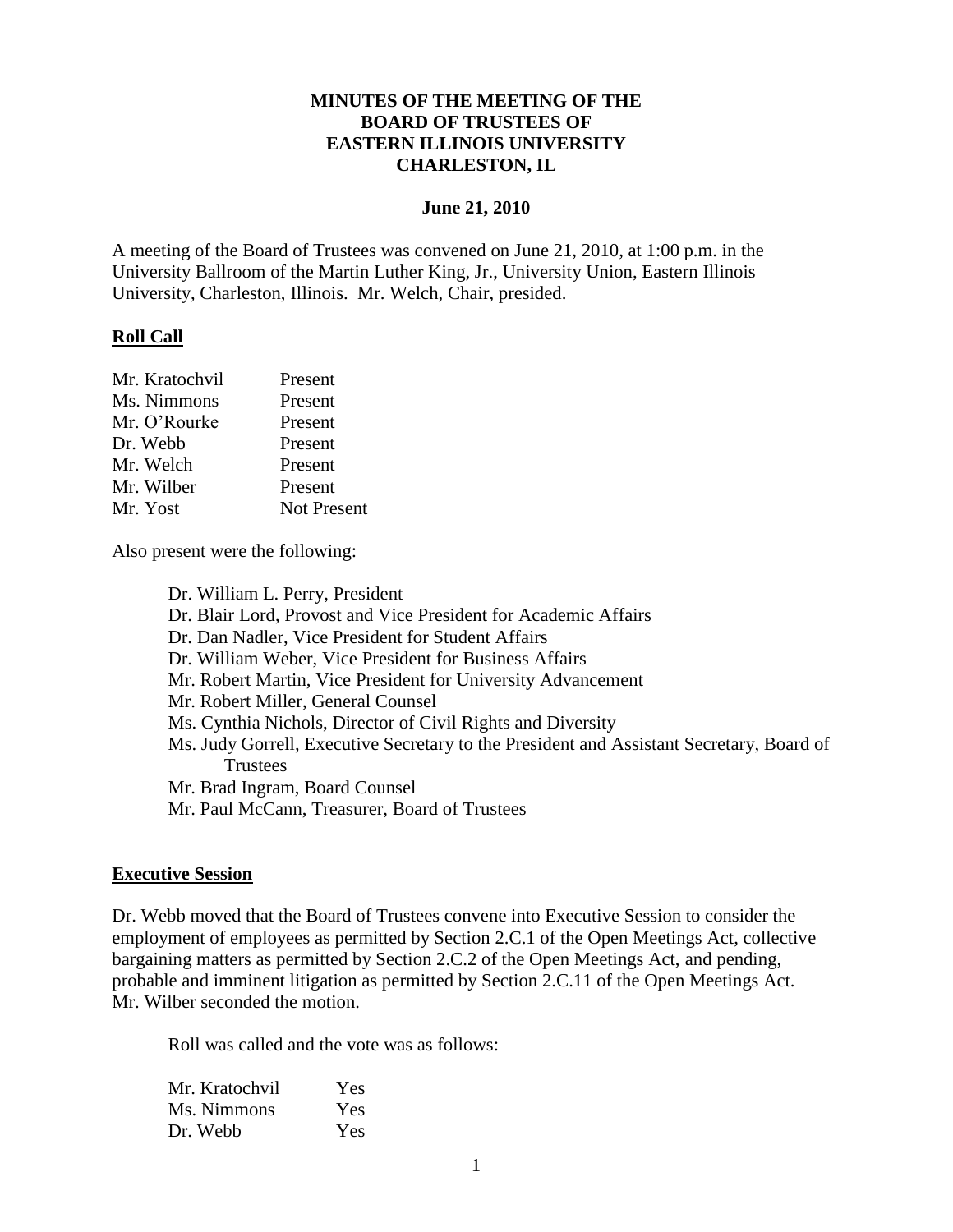# MINUTES OF THE MEETING OF THE BOARD OF TRUSTEES OF EASTERN ILLINOIS UNIVERSITY CHARLESTON, IL

**June 21, 2010**

A meeting of the Board of Trustees was convened on June 21, 2010, at 1:00 p.m. in the University Ballroom of the Martin Luther King, Jr., University Union, Eastern Illinois University, Charleston, Illinois. Mr. Welch, Chair, presided.

## Roll Call

| | |
|---|---|
| Mr. Kratochvil | Present |
| Ms. Nimmons | Present |
| Mr. O'Rourke | Present |
| Dr. Webb | Present |
| Mr. Welch | Present |
| Mr. Wilber | Present |
| Mr. Yost | Not Present |

Also present were the following:

- Dr. William L. Perry, President
- Dr. Blair Lord, Provost and Vice President for Academic Affairs
- Dr. Dan Nadler, Vice President for Student Affairs
- Dr. William Weber, Vice President for Business Affairs
- Mr. Robert Martin, Vice President for University Advancement
- Mr. Robert Miller, General Counsel
- Ms. Cynthia Nichols, Director of Civil Rights and Diversity
- Ms. Judy Gorrell, Executive Secretary to the President and Assistant Secretary, Board of Trustees
- Mr. Brad Ingram, Board Counsel
- Mr. Paul McCann, Treasurer, Board of Trustees

## Executive Session

Dr. Webb moved that the Board of Trustees convene into Executive Session to consider the employment of employees as permitted by Section 2.C.1 of the Open Meetings Act, collective bargaining matters as permitted by Section 2.C.2 of the Open Meetings Act, and pending, probable and imminent litigation as permitted by Section 2.C.11 of the Open Meetings Act. Mr. Wilber seconded the motion.

Roll was called and the vote was as follows:

| | |
|---|---|
| Mr. Kratochvil | Yes |
| Ms. Nimmons | Yes |
| Dr. Webb | Yes |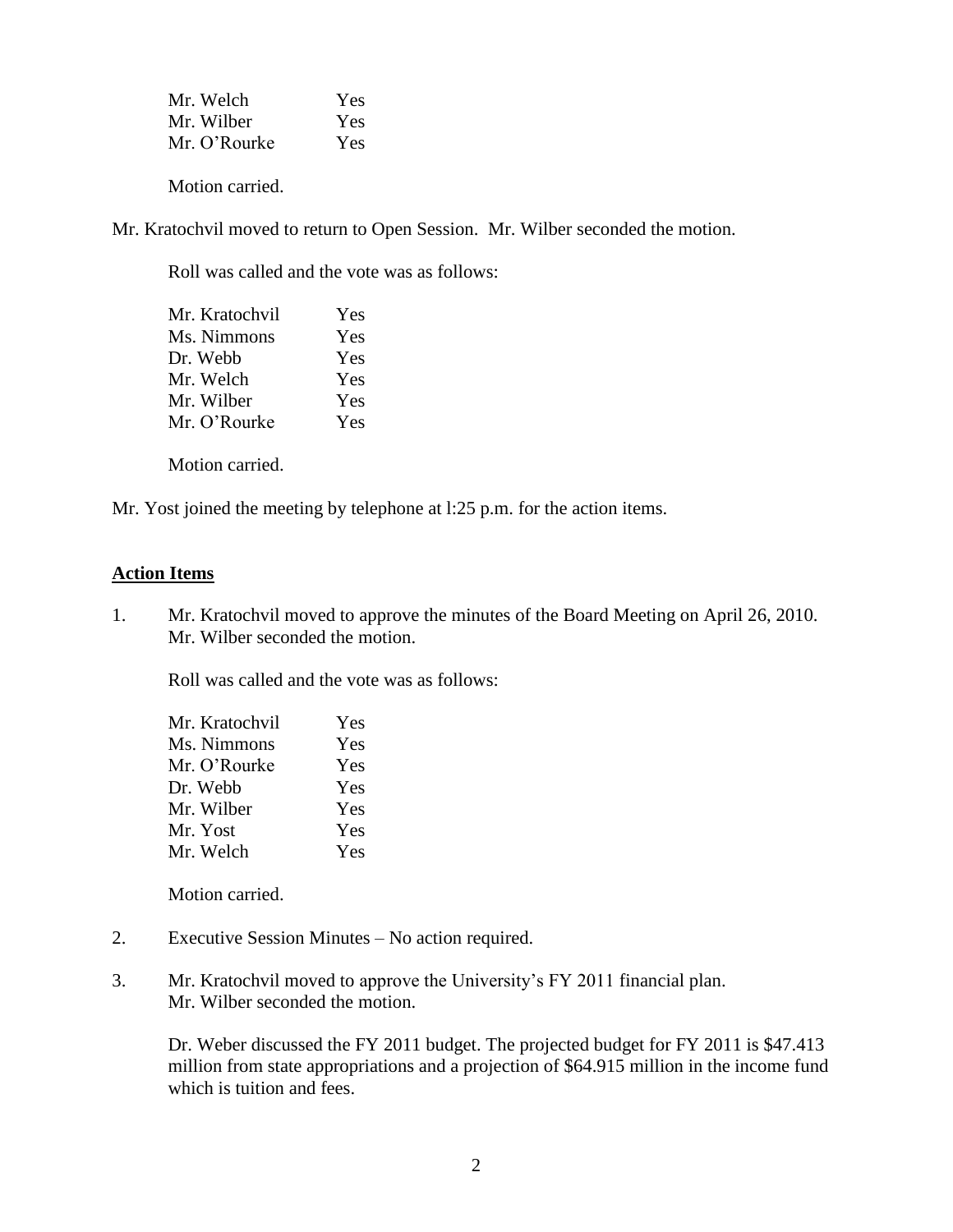Mr. Welch Yes
Mr. Wilber Yes
Mr. O'Rourke Yes

Motion carried.

Mr. Kratochvil moved to return to Open Session. Mr. Wilber seconded the motion.

Roll was called and the vote was as follows:

Mr. Kratochvil Yes
Ms. Nimmons Yes
Dr. Webb Yes
Mr. Welch Yes
Mr. Wilber Yes
Mr. O'Rourke Yes

Motion carried.

Mr. Yost joined the meeting by telephone at l:25 p.m. for the action items.

## Action Items

1. Mr. Kratochvil moved to approve the minutes of the Board Meeting on April 26, 2010. Mr. Wilber seconded the motion.

   Roll was called and the vote was as follows:

   Mr. Kratochvil Yes
   Ms. Nimmons Yes
   Mr. O'Rourke Yes
   Dr. Webb Yes
   Mr. Wilber Yes
   Mr. Yost Yes
   Mr. Welch Yes

   Motion carried.

2. Executive Session Minutes – No action required.

3. Mr. Kratochvil moved to approve the University's FY 2011 financial plan. Mr. Wilber seconded the motion.

   Dr. Weber discussed the FY 2011 budget. The projected budget for FY 2011 is $47.413 million from state appropriations and a projection of $64.915 million in the income fund which is tuition and fees.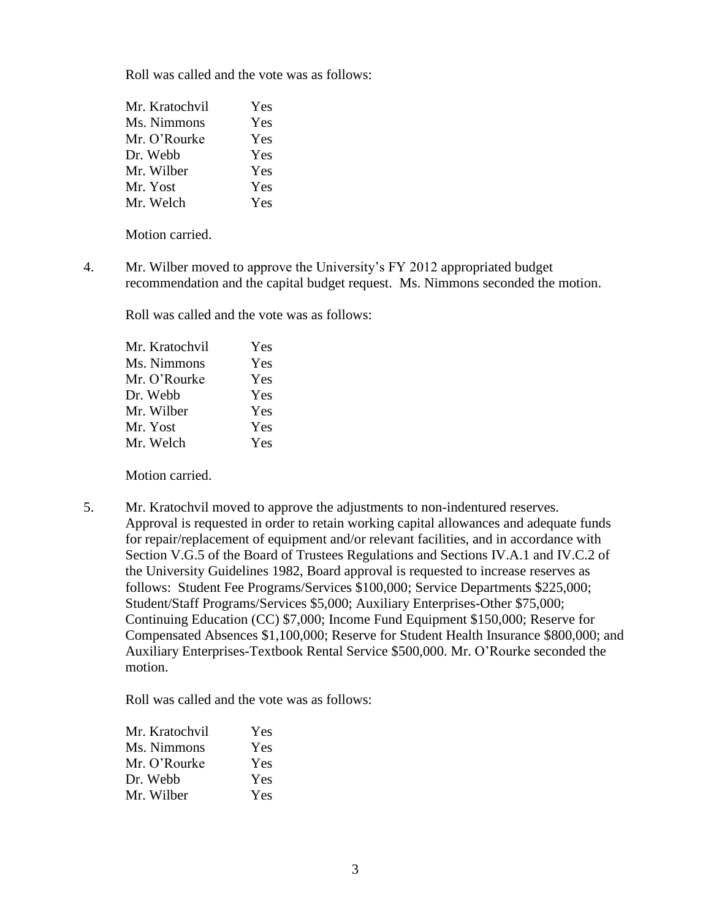Roll was called and the vote was as follows:

| | |
|---|---|
| Mr. Kratochvil | Yes |
| Ms. Nimmons | Yes |
| Mr. O'Rourke | Yes |
| Dr. Webb | Yes |
| Mr. Wilber | Yes |
| Mr. Yost | Yes |
| Mr. Welch | Yes |

Motion carried.

4. Mr. Wilber moved to approve the University's FY 2012 appropriated budget recommendation and the capital budget request. Ms. Nimmons seconded the motion.

   Roll was called and the vote was as follows:

| | |
|---|---|
| Mr. Kratochvil | Yes |
| Ms. Nimmons | Yes |
| Mr. O'Rourke | Yes |
| Dr. Webb | Yes |
| Mr. Wilber | Yes |
| Mr. Yost | Yes |
| Mr. Welch | Yes |

   Motion carried.

5. Mr. Kratochvil moved to approve the adjustments to non-indentured reserves. Approval is requested in order to retain working capital allowances and adequate funds for repair/replacement of equipment and/or relevant facilities, and in accordance with Section V.G.5 of the Board of Trustees Regulations and Sections IV.A.1 and IV.C.2 of the University Guidelines 1982, Board approval is requested to increase reserves as follows: Student Fee Programs/Services $100,000; Service Departments $225,000; Student/Staff Programs/Services $5,000; Auxiliary Enterprises-Other $75,000; Continuing Education (CC) $7,000; Income Fund Equipment $150,000; Reserve for Compensated Absences $1,100,000; Reserve for Student Health Insurance $800,000; and Auxiliary Enterprises-Textbook Rental Service $500,000. Mr. O'Rourke seconded the motion.

   Roll was called and the vote was as follows:

| | |
|---|---|
| Mr. Kratochvil | Yes |
| Ms. Nimmons | Yes |
| Mr. O'Rourke | Yes |
| Dr. Webb | Yes |
| Mr. Wilber | Yes |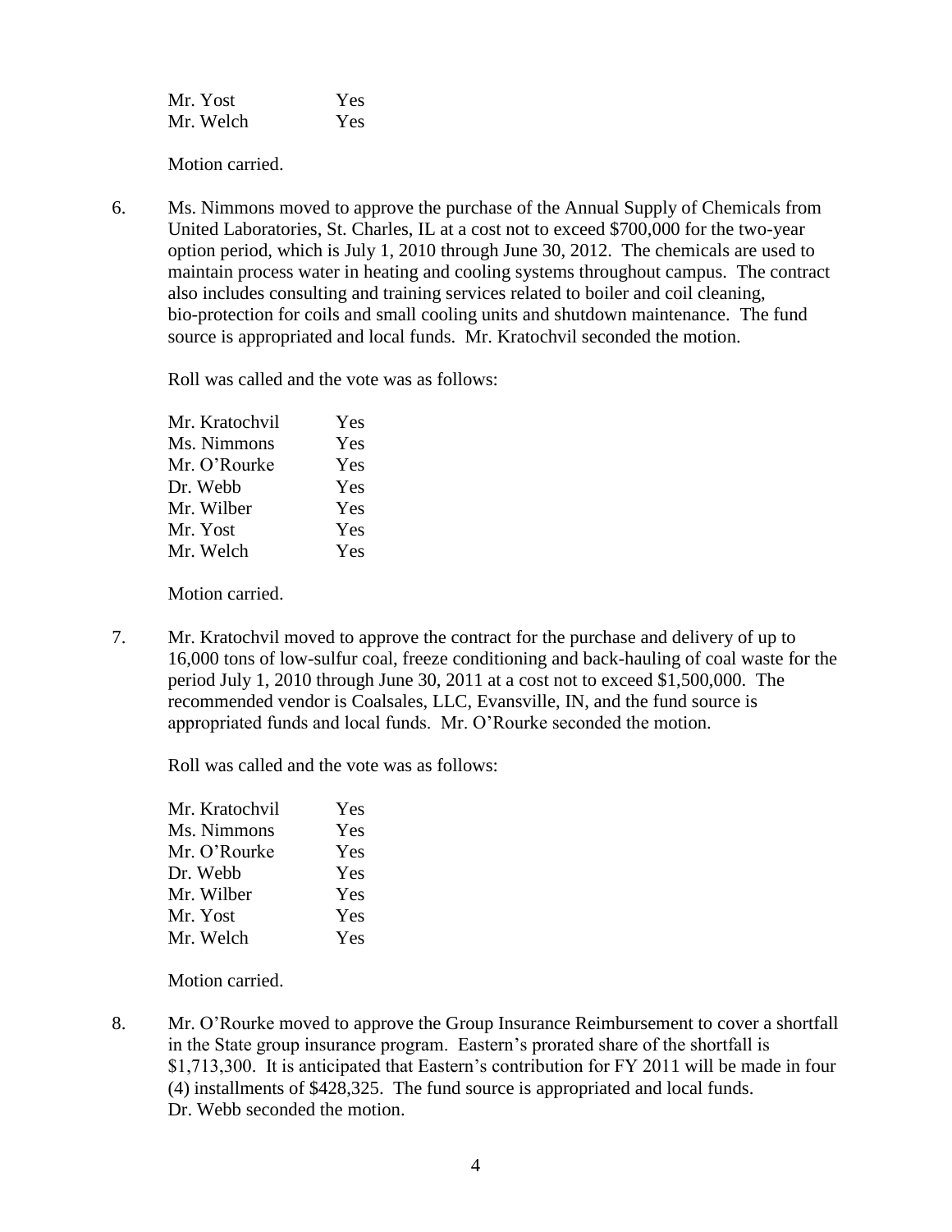| | |
|---|---|
| Mr. Yost | Yes |
| Mr. Welch | Yes |

Motion carried.

6. Ms. Nimmons moved to approve the purchase of the Annual Supply of Chemicals from United Laboratories, St. Charles, IL at a cost not to exceed $700,000 for the two-year option period, which is July 1, 2010 through June 30, 2012. The chemicals are used to maintain process water in heating and cooling systems throughout campus. The contract also includes consulting and training services related to boiler and coil cleaning, bio-protection for coils and small cooling units and shutdown maintenance. The fund source is appropriated and local funds. Mr. Kratochvil seconded the motion.

   Roll was called and the vote was as follows:

   | | |
   |---|---|
   | Mr. Kratochvil | Yes |
   | Ms. Nimmons | Yes |
   | Mr. O'Rourke | Yes |
   | Dr. Webb | Yes |
   | Mr. Wilber | Yes |
   | Mr. Yost | Yes |
   | Mr. Welch | Yes |

   Motion carried.

7. Mr. Kratochvil moved to approve the contract for the purchase and delivery of up to 16,000 tons of low-sulfur coal, freeze conditioning and back-hauling of coal waste for the period July 1, 2010 through June 30, 2011 at a cost not to exceed $1,500,000. The recommended vendor is Coalsales, LLC, Evansville, IN, and the fund source is appropriated funds and local funds. Mr. O'Rourke seconded the motion.

   Roll was called and the vote was as follows:

   | | |
   |---|---|
   | Mr. Kratochvil | Yes |
   | Ms. Nimmons | Yes |
   | Mr. O'Rourke | Yes |
   | Dr. Webb | Yes |
   | Mr. Wilber | Yes |
   | Mr. Yost | Yes |
   | Mr. Welch | Yes |

   Motion carried.

8. Mr. O'Rourke moved to approve the Group Insurance Reimbursement to cover a shortfall in the State group insurance program. Eastern's prorated share of the shortfall is $1,713,300. It is anticipated that Eastern's contribution for FY 2011 will be made in four (4) installments of $428,325. The fund source is appropriated and local funds. Dr. Webb seconded the motion.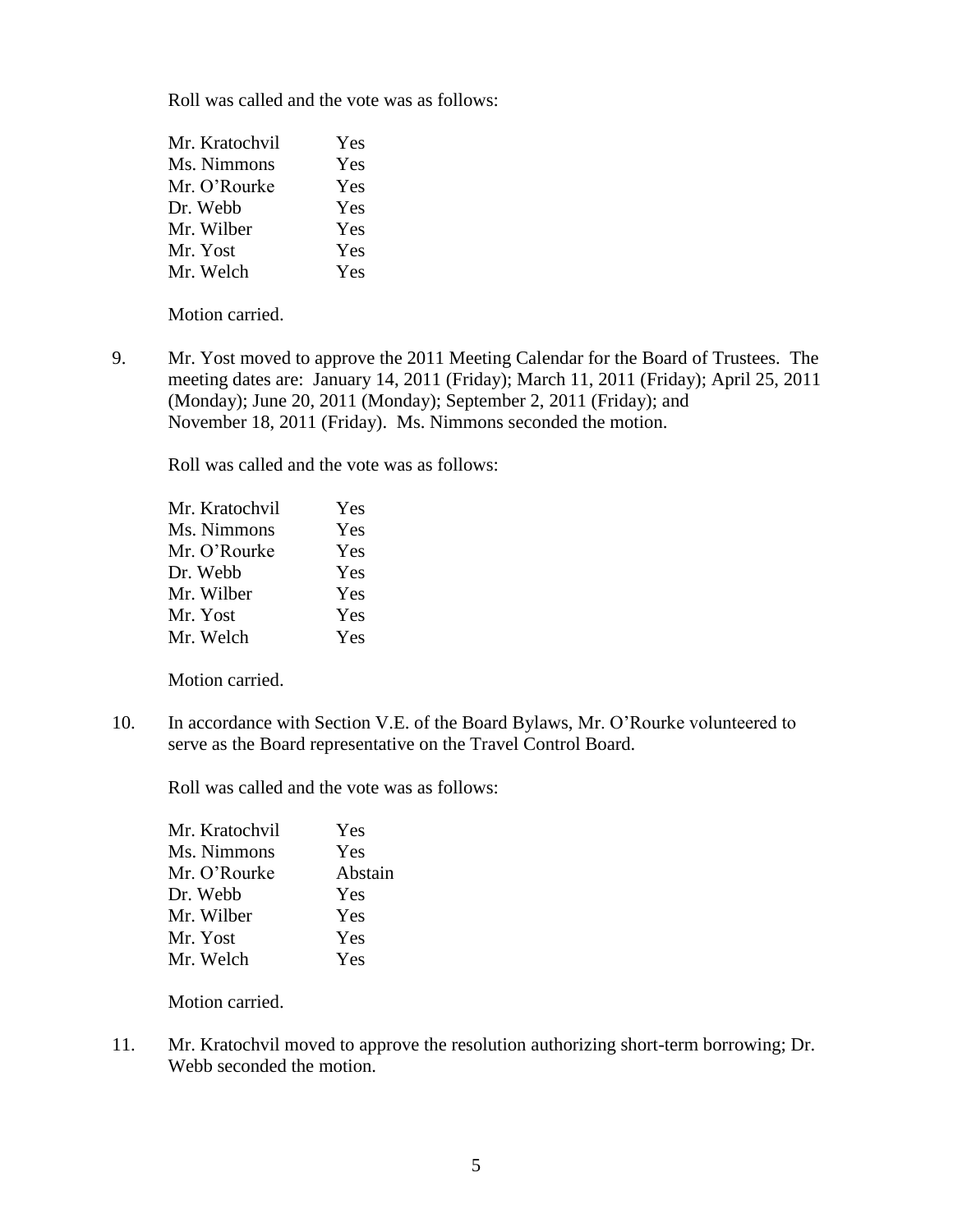Roll was called and the vote was as follows:

| | |
|---|---|
| Mr. Kratochvil | Yes |
| Ms. Nimmons | Yes |
| Mr. O'Rourke | Yes |
| Dr. Webb | Yes |
| Mr. Wilber | Yes |
| Mr. Yost | Yes |
| Mr. Welch | Yes |

Motion carried.

9. Mr. Yost moved to approve the 2011 Meeting Calendar for the Board of Trustees. The meeting dates are: January 14, 2011 (Friday); March 11, 2011 (Friday); April 25, 2011 (Monday); June 20, 2011 (Monday); September 2, 2011 (Friday); and November 18, 2011 (Friday). Ms. Nimmons seconded the motion.

   Roll was called and the vote was as follows:

| | |
|---|---|
| Mr. Kratochvil | Yes |
| Ms. Nimmons | Yes |
| Mr. O'Rourke | Yes |
| Dr. Webb | Yes |
| Mr. Wilber | Yes |
| Mr. Yost | Yes |
| Mr. Welch | Yes |

   Motion carried.

10. In accordance with Section V.E. of the Board Bylaws, Mr. O'Rourke volunteered to serve as the Board representative on the Travel Control Board.

   Roll was called and the vote was as follows:

| | |
|---|---|
| Mr. Kratochvil | Yes |
| Ms. Nimmons | Yes |
| Mr. O'Rourke | Abstain |
| Dr. Webb | Yes |
| Mr. Wilber | Yes |
| Mr. Yost | Yes |
| Mr. Welch | Yes |

   Motion carried.

11. Mr. Kratochvil moved to approve the resolution authorizing short-term borrowing; Dr. Webb seconded the motion.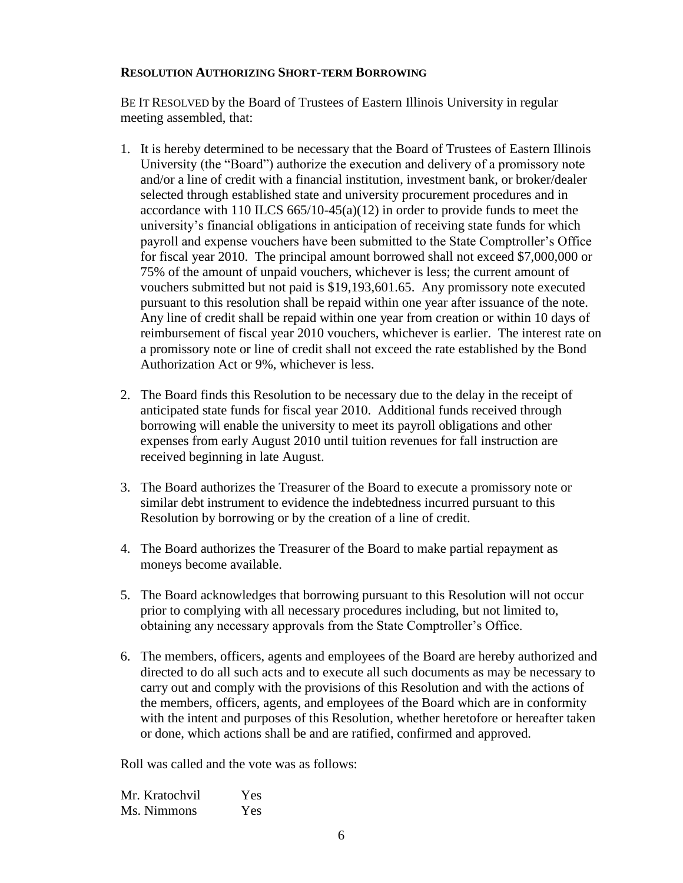**RESOLUTION AUTHORIZING SHORT-TERM BORROWING**

BE IT RESOLVED by the Board of Trustees of Eastern Illinois University in regular meeting assembled, that:

1. It is hereby determined to be necessary that the Board of Trustees of Eastern Illinois University (the "Board") authorize the execution and delivery of a promissory note and/or a line of credit with a financial institution, investment bank, or broker/dealer selected through established state and university procurement procedures and in accordance with 110 ILCS 665/10-45(a)(12) in order to provide funds to meet the university's financial obligations in anticipation of receiving state funds for which payroll and expense vouchers have been submitted to the State Comptroller's Office for fiscal year 2010. The principal amount borrowed shall not exceed $7,000,000 or 75% of the amount of unpaid vouchers, whichever is less; the current amount of vouchers submitted but not paid is $19,193,601.65. Any promissory note executed pursuant to this resolution shall be repaid within one year after issuance of the note. Any line of credit shall be repaid within one year from creation or within 10 days of reimbursement of fiscal year 2010 vouchers, whichever is earlier. The interest rate on a promissory note or line of credit shall not exceed the rate established by the Bond Authorization Act or 9%, whichever is less.

2. The Board finds this Resolution to be necessary due to the delay in the receipt of anticipated state funds for fiscal year 2010. Additional funds received through borrowing will enable the university to meet its payroll obligations and other expenses from early August 2010 until tuition revenues for fall instruction are received beginning in late August.

3. The Board authorizes the Treasurer of the Board to execute a promissory note or similar debt instrument to evidence the indebtedness incurred pursuant to this Resolution by borrowing or by the creation of a line of credit.

4. The Board authorizes the Treasurer of the Board to make partial repayment as moneys become available.

5. The Board acknowledges that borrowing pursuant to this Resolution will not occur prior to complying with all necessary procedures including, but not limited to, obtaining any necessary approvals from the State Comptroller's Office.

6. The members, officers, agents and employees of the Board are hereby authorized and directed to do all such acts and to execute all such documents as may be necessary to carry out and comply with the provisions of this Resolution and with the actions of the members, officers, agents, and employees of the Board which are in conformity with the intent and purposes of this Resolution, whether heretofore or hereafter taken or done, which actions shall be and are ratified, confirmed and approved.

Roll was called and the vote was as follows:

Mr. Kratochvil Yes
Ms. Nimmons Yes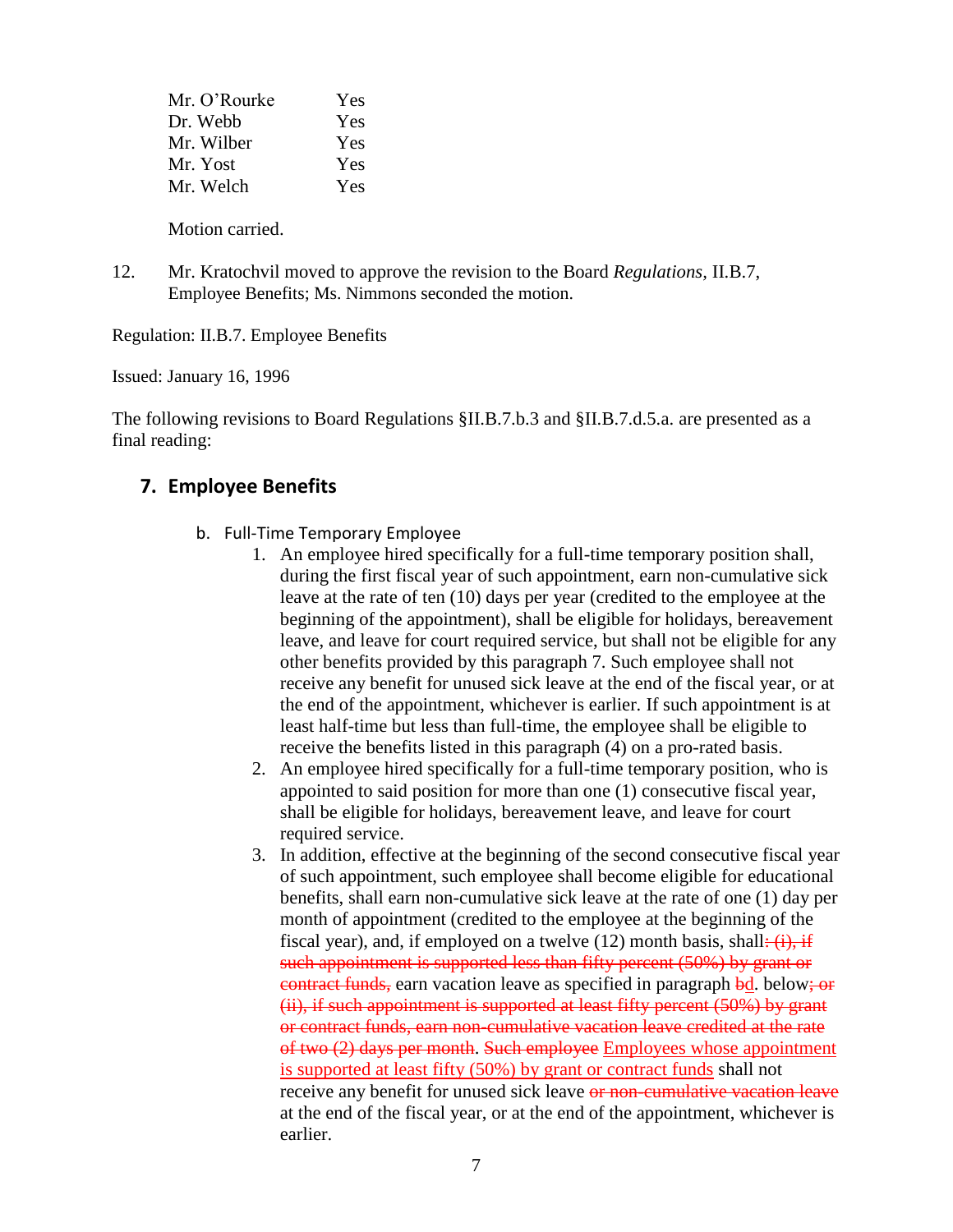| | |
|---|---|
| Mr. O'Rourke | Yes |
| Dr. Webb | Yes |
| Mr. Wilber | Yes |
| Mr. Yost | Yes |
| Mr. Welch | Yes |

Motion carried.

12. Mr. Kratochvil moved to approve the revision to the Board *Regulations*, II.B.7, Employee Benefits; Ms. Nimmons seconded the motion.

Regulation: II.B.7. Employee Benefits

Issued: January 16, 1996

The following revisions to Board Regulations §II.B.7.b.3 and §II.B.7.d.5.a. are presented as a final reading:

## 7. Employee Benefits

b. Full-Time Temporary Employee

1. An employee hired specifically for a full-time temporary position shall, during the first fiscal year of such appointment, earn non-cumulative sick leave at the rate of ten (10) days per year (credited to the employee at the beginning of the appointment), shall be eligible for holidays, bereavement leave, and leave for court required service, but shall not be eligible for any other benefits provided by this paragraph 7. Such employee shall not receive any benefit for unused sick leave at the end of the fiscal year, or at the end of the appointment, whichever is earlier. If such appointment is at least half-time but less than full-time, the employee shall be eligible to receive the benefits listed in this paragraph (4) on a pro-rated basis.
2. An employee hired specifically for a full-time temporary position, who is appointed to said position for more than one (1) consecutive fiscal year, shall be eligible for holidays, bereavement leave, and leave for court required service.
3. In addition, effective at the beginning of the second consecutive fiscal year of such appointment, such employee shall become eligible for educational benefits, shall earn non-cumulative sick leave at the rate of one (1) day per month of appointment (credited to the employee at the beginning of the fiscal year), and, if employed on a twelve (12) month basis, shall~~: (i), if such appointment is supported less than fifty percent (50%) by grant or contract funds,~~ earn vacation leave as specified in paragraph ~~b~~<u>d</u>. below~~; or (ii), if such appointment is supported at least fifty percent (50%) by grant or contract funds, earn non-cumulative vacation leave credited at the rate of two (2) days per month~~. ~~Such employee~~ <u>Employees whose appointment is supported at least fifty (50%) by grant or contract funds</u> shall not receive any benefit for unused sick leave ~~or non-cumulative vacation leave~~ at the end of the fiscal year, or at the end of the appointment, whichever is earlier.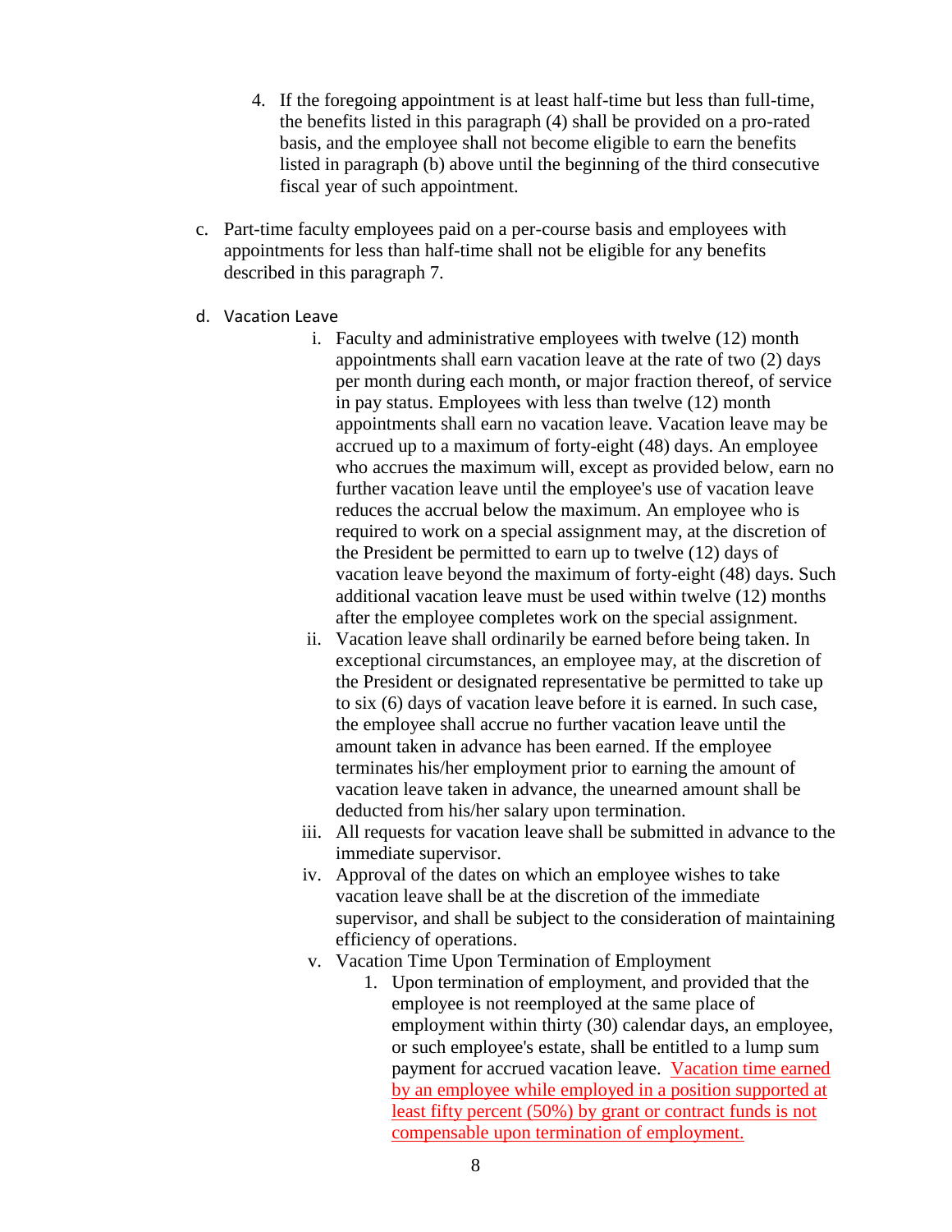4. If the foregoing appointment is at least half-time but less than full-time, the benefits listed in this paragraph (4) shall be provided on a pro-rated basis, and the employee shall not become eligible to earn the benefits listed in paragraph (b) above until the beginning of the third consecutive fiscal year of such appointment.

c. Part-time faculty employees paid on a per-course basis and employees with appointments for less than half-time shall not be eligible for any benefits described in this paragraph 7.

d. Vacation Leave

   i. Faculty and administrative employees with twelve (12) month appointments shall earn vacation leave at the rate of two (2) days per month during each month, or major fraction thereof, of service in pay status. Employees with less than twelve (12) month appointments shall earn no vacation leave. Vacation leave may be accrued up to a maximum of forty-eight (48) days. An employee who accrues the maximum will, except as provided below, earn no further vacation leave until the employee's use of vacation leave reduces the accrual below the maximum. An employee who is required to work on a special assignment may, at the discretion of the President be permitted to earn up to twelve (12) days of vacation leave beyond the maximum of forty-eight (48) days. Such additional vacation leave must be used within twelve (12) months after the employee completes work on the special assignment.

   ii. Vacation leave shall ordinarily be earned before being taken. In exceptional circumstances, an employee may, at the discretion of the President or designated representative be permitted to take up to six (6) days of vacation leave before it is earned. In such case, the employee shall accrue no further vacation leave until the amount taken in advance has been earned. If the employee terminates his/her employment prior to earning the amount of vacation leave taken in advance, the unearned amount shall be deducted from his/her salary upon termination.

   iii. All requests for vacation leave shall be submitted in advance to the immediate supervisor.

   iv. Approval of the dates on which an employee wishes to take vacation leave shall be at the discretion of the immediate supervisor, and shall be subject to the consideration of maintaining efficiency of operations.

   v. Vacation Time Upon Termination of Employment

      1. Upon termination of employment, and provided that the employee is not reemployed at the same place of employment within thirty (30) calendar days, an employee, or such employee's estate, shall be entitled to a lump sum payment for accrued vacation leave. Vacation time earned by an employee while employed in a position supported at least fifty percent (50%) by grant or contract funds is not compensable upon termination of employment.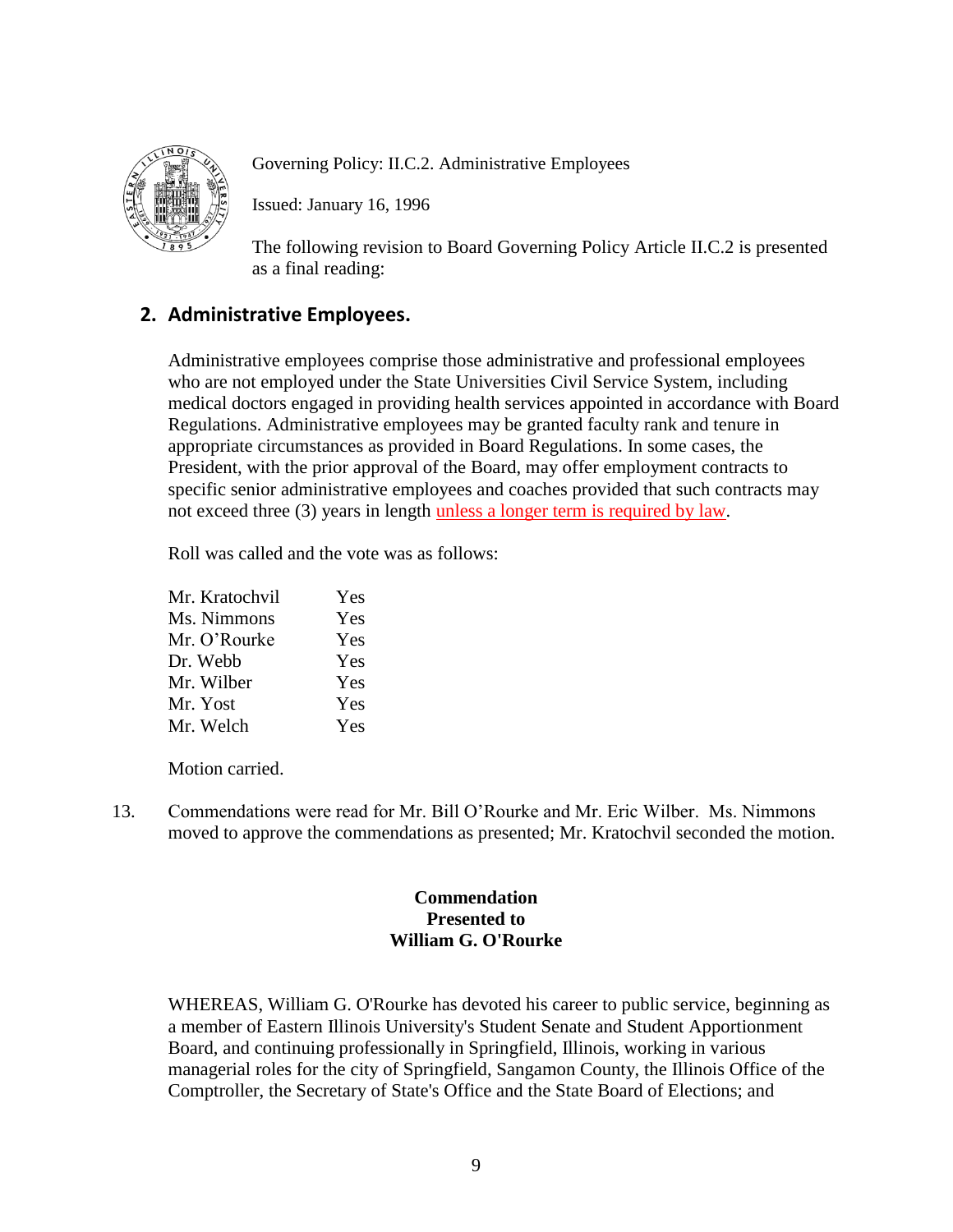Governing Policy: II.C.2. Administrative Employees

Issued: January 16, 1996

The following revision to Board Governing Policy Article II.C.2 is presented as a final reading:

## 2. Administrative Employees.

Administrative employees comprise those administrative and professional employees who are not employed under the State Universities Civil Service System, including medical doctors engaged in providing health services appointed in accordance with Board Regulations. Administrative employees may be granted faculty rank and tenure in appropriate circumstances as provided in Board Regulations. In some cases, the President, with the prior approval of the Board, may offer employment contracts to specific senior administrative employees and coaches provided that such contracts may not exceed three (3) years in length unless a longer term is required by law.

Roll was called and the vote was as follows:

| | |
|---|---|
| Mr. Kratochvil | Yes |
| Ms. Nimmons | Yes |
| Mr. O'Rourke | Yes |
| Dr. Webb | Yes |
| Mr. Wilber | Yes |
| Mr. Yost | Yes |
| Mr. Welch | Yes |

Motion carried.

13. Commendations were read for Mr. Bill O'Rourke and Mr. Eric Wilber. Ms. Nimmons moved to approve the commendations as presented; Mr. Kratochvil seconded the motion.

**Commendation**
**Presented to**
**William G. O'Rourke**

WHEREAS, William G. O'Rourke has devoted his career to public service, beginning as a member of Eastern Illinois University's Student Senate and Student Apportionment Board, and continuing professionally in Springfield, Illinois, working in various managerial roles for the city of Springfield, Sangamon County, the Illinois Office of the Comptroller, the Secretary of State's Office and the State Board of Elections; and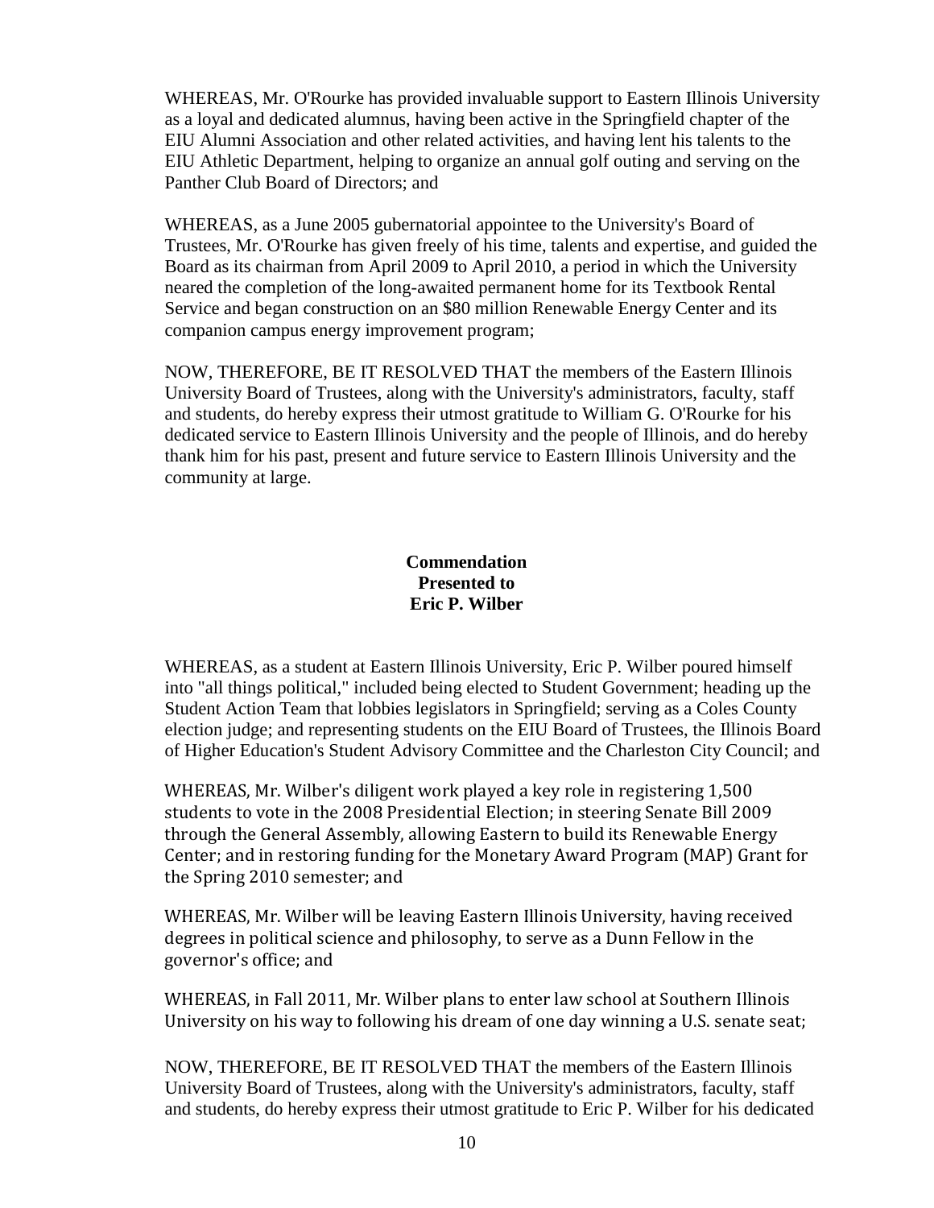WHEREAS, Mr. O'Rourke has provided invaluable support to Eastern Illinois University as a loyal and dedicated alumnus, having been active in the Springfield chapter of the EIU Alumni Association and other related activities, and having lent his talents to the EIU Athletic Department, helping to organize an annual golf outing and serving on the Panther Club Board of Directors; and

WHEREAS, as a June 2005 gubernatorial appointee to the University's Board of Trustees, Mr. O'Rourke has given freely of his time, talents and expertise, and guided the Board as its chairman from April 2009 to April 2010, a period in which the University neared the completion of the long-awaited permanent home for its Textbook Rental Service and began construction on an $80 million Renewable Energy Center and its companion campus energy improvement program;

NOW, THEREFORE, BE IT RESOLVED THAT the members of the Eastern Illinois University Board of Trustees, along with the University's administrators, faculty, staff and students, do hereby express their utmost gratitude to William G. O'Rourke for his dedicated service to Eastern Illinois University and the people of Illinois, and do hereby thank him for his past, present and future service to Eastern Illinois University and the community at large.

**Commendation**
**Presented to**
**Eric P. Wilber**

WHEREAS, as a student at Eastern Illinois University, Eric P. Wilber poured himself into "all things political," included being elected to Student Government; heading up the Student Action Team that lobbies legislators in Springfield; serving as a Coles County election judge; and representing students on the EIU Board of Trustees, the Illinois Board of Higher Education's Student Advisory Committee and the Charleston City Council; and

WHEREAS, Mr. Wilber's diligent work played a key role in registering 1,500 students to vote in the 2008 Presidential Election; in steering Senate Bill 2009 through the General Assembly, allowing Eastern to build its Renewable Energy Center; and in restoring funding for the Monetary Award Program (MAP) Grant for the Spring 2010 semester; and

WHEREAS, Mr. Wilber will be leaving Eastern Illinois University, having received degrees in political science and philosophy, to serve as a Dunn Fellow in the governor's office; and

WHEREAS, in Fall 2011, Mr. Wilber plans to enter law school at Southern Illinois University on his way to following his dream of one day winning a U.S. senate seat;

NOW, THEREFORE, BE IT RESOLVED THAT the members of the Eastern Illinois University Board of Trustees, along with the University's administrators, faculty, staff and students, do hereby express their utmost gratitude to Eric P. Wilber for his dedicated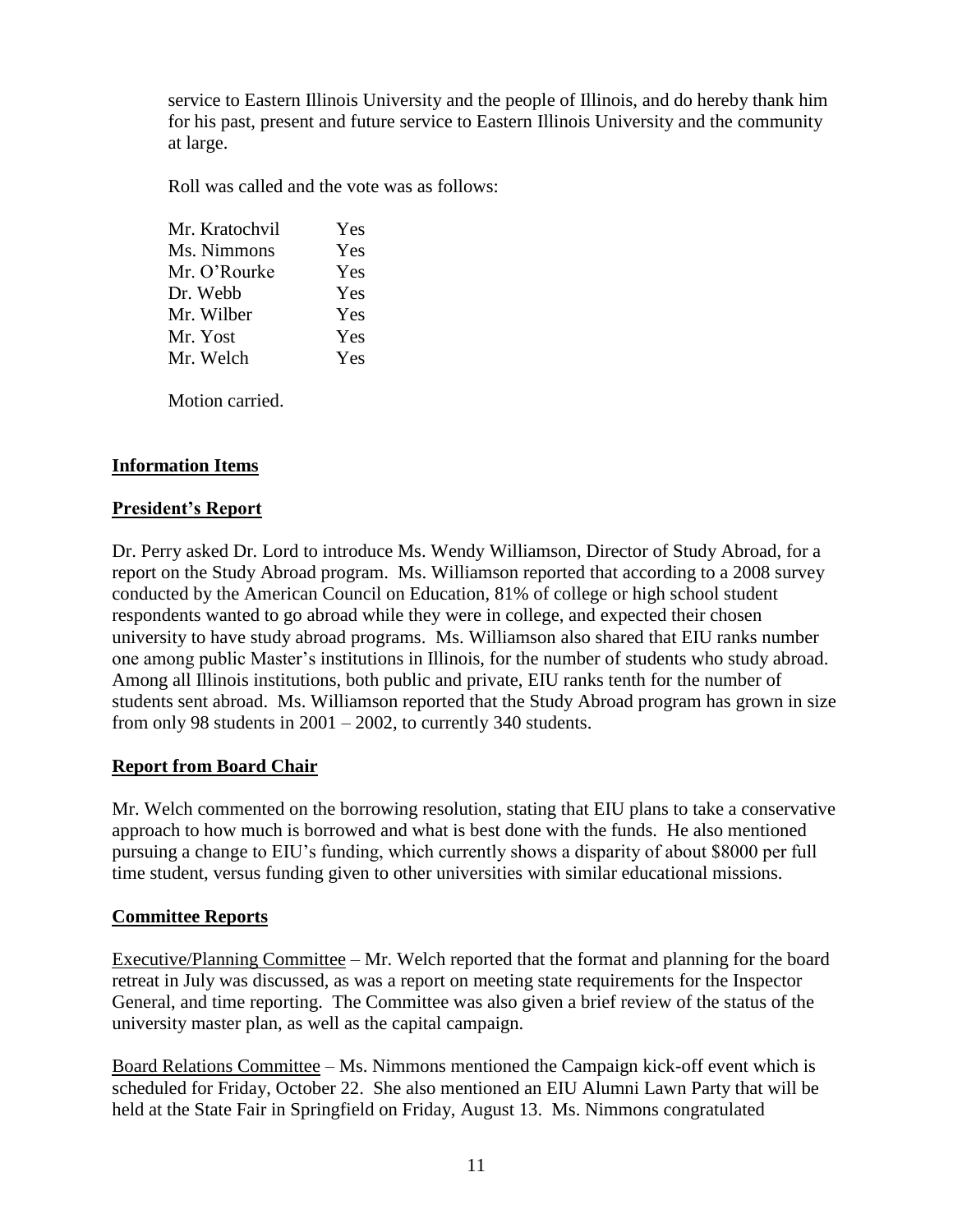service to Eastern Illinois University and the people of Illinois, and do hereby thank him for his past, present and future service to Eastern Illinois University and the community at large.

Roll was called and the vote was as follows:

| | |
|---|---|
| Mr. Kratochvil | Yes |
| Ms. Nimmons | Yes |
| Mr. O'Rourke | Yes |
| Dr. Webb | Yes |
| Mr. Wilber | Yes |
| Mr. Yost | Yes |
| Mr. Welch | Yes |

Motion carried.

## **Information Items**

### **President's Report**

Dr. Perry asked Dr. Lord to introduce Ms. Wendy Williamson, Director of Study Abroad, for a report on the Study Abroad program. Ms. Williamson reported that according to a 2008 survey conducted by the American Council on Education, 81% of college or high school student respondents wanted to go abroad while they were in college, and expected their chosen university to have study abroad programs. Ms. Williamson also shared that EIU ranks number one among public Master's institutions in Illinois, for the number of students who study abroad. Among all Illinois institutions, both public and private, EIU ranks tenth for the number of students sent abroad. Ms. Williamson reported that the Study Abroad program has grown in size from only 98 students in 2001 – 2002, to currently 340 students.

### **Report from Board Chair**

Mr. Welch commented on the borrowing resolution, stating that EIU plans to take a conservative approach to how much is borrowed and what is best done with the funds. He also mentioned pursuing a change to EIU's funding, which currently shows a disparity of about $8000 per full time student, versus funding given to other universities with similar educational missions.

### **Committee Reports**

Executive/Planning Committee – Mr. Welch reported that the format and planning for the board retreat in July was discussed, as was a report on meeting state requirements for the Inspector General, and time reporting. The Committee was also given a brief review of the status of the university master plan, as well as the capital campaign.

Board Relations Committee – Ms. Nimmons mentioned the Campaign kick-off event which is scheduled for Friday, October 22. She also mentioned an EIU Alumni Lawn Party that will be held at the State Fair in Springfield on Friday, August 13. Ms. Nimmons congratulated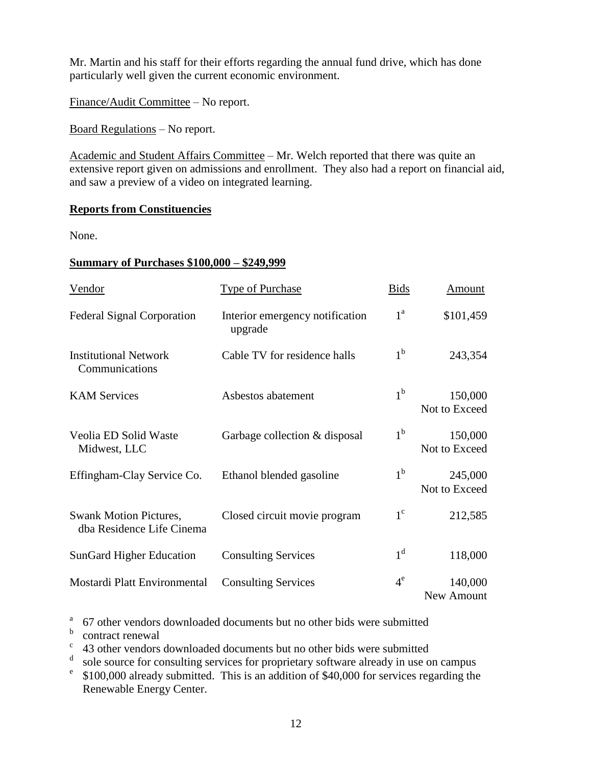Mr. Martin and his staff for their efforts regarding the annual fund drive, which has done particularly well given the current economic environment.

Finance/Audit Committee – No report.

Board Regulations – No report.

Academic and Student Affairs Committee – Mr. Welch reported that there was quite an extensive report given on admissions and enrollment. They also had a report on financial aid, and saw a preview of a video on integrated learning.

**Reports from Constituencies**

None.

**Summary of Purchases $100,000 – $249,999**

| Vendor | Type of Purchase | Bids | Amount |
|---|---|---|---|
| Federal Signal Corporation | Interior emergency notification upgrade | 1[a] | $101,459 |
| Institutional Network Communications | Cable TV for residence halls | 1[b] | 243,354 |
| KAM Services | Asbestos abatement | 1[b] | 150,000 Not to Exceed |
| Veolia ED Solid Waste Midwest, LLC | Garbage collection & disposal | 1[b] | 150,000 Not to Exceed |
| Effingham-Clay Service Co. | Ethanol blended gasoline | 1[b] | 245,000 Not to Exceed |
| Swank Motion Pictures, dba Residence Life Cinema | Closed circuit movie program | 1[c] | 212,585 |
| SunGard Higher Education | Consulting Services | 1[d] | 118,000 |
| Mostardi Platt Environmental | Consulting Services | 4[e] | 140,000 New Amount |

[a] 67 other vendors downloaded documents but no other bids were submitted
[b] contract renewal
[c] 43 other vendors downloaded documents but no other bids were submitted
[d] sole source for consulting services for proprietary software already in use on campus
[e] $100,000 already submitted. This is an addition of $40,000 for services regarding the Renewable Energy Center.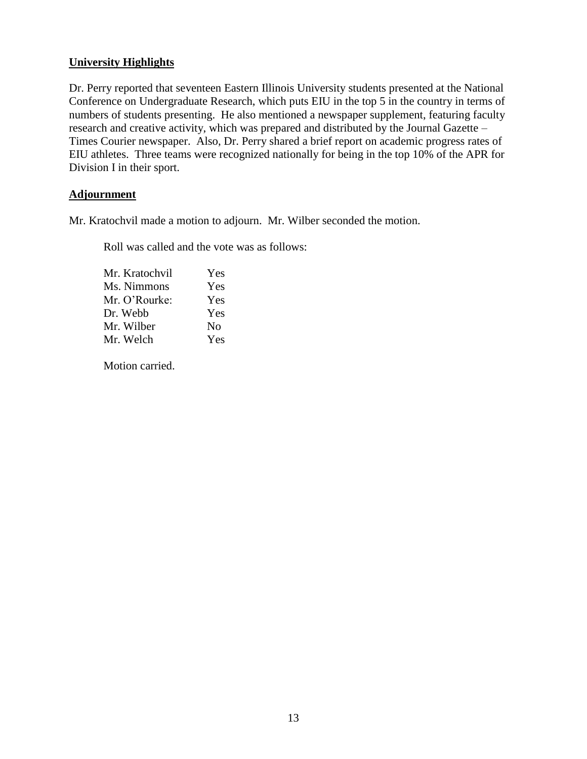**University Highlights**

Dr. Perry reported that seventeen Eastern Illinois University students presented at the National Conference on Undergraduate Research, which puts EIU in the top 5 in the country in terms of numbers of students presenting. He also mentioned a newspaper supplement, featuring faculty research and creative activity, which was prepared and distributed by the Journal Gazette – Times Courier newspaper. Also, Dr. Perry shared a brief report on academic progress rates of EIU athletes. Three teams were recognized nationally for being in the top 10% of the APR for Division I in their sport.

**Adjournment**

Mr. Kratochvil made a motion to adjourn. Mr. Wilber seconded the motion.

Roll was called and the vote was as follows:

| | |
|---|---|
| Mr. Kratochvil | Yes |
| Ms. Nimmons | Yes |
| Mr. O'Rourke: | Yes |
| Dr. Webb | Yes |
| Mr. Wilber | No |
| Mr. Welch | Yes |

Motion carried.